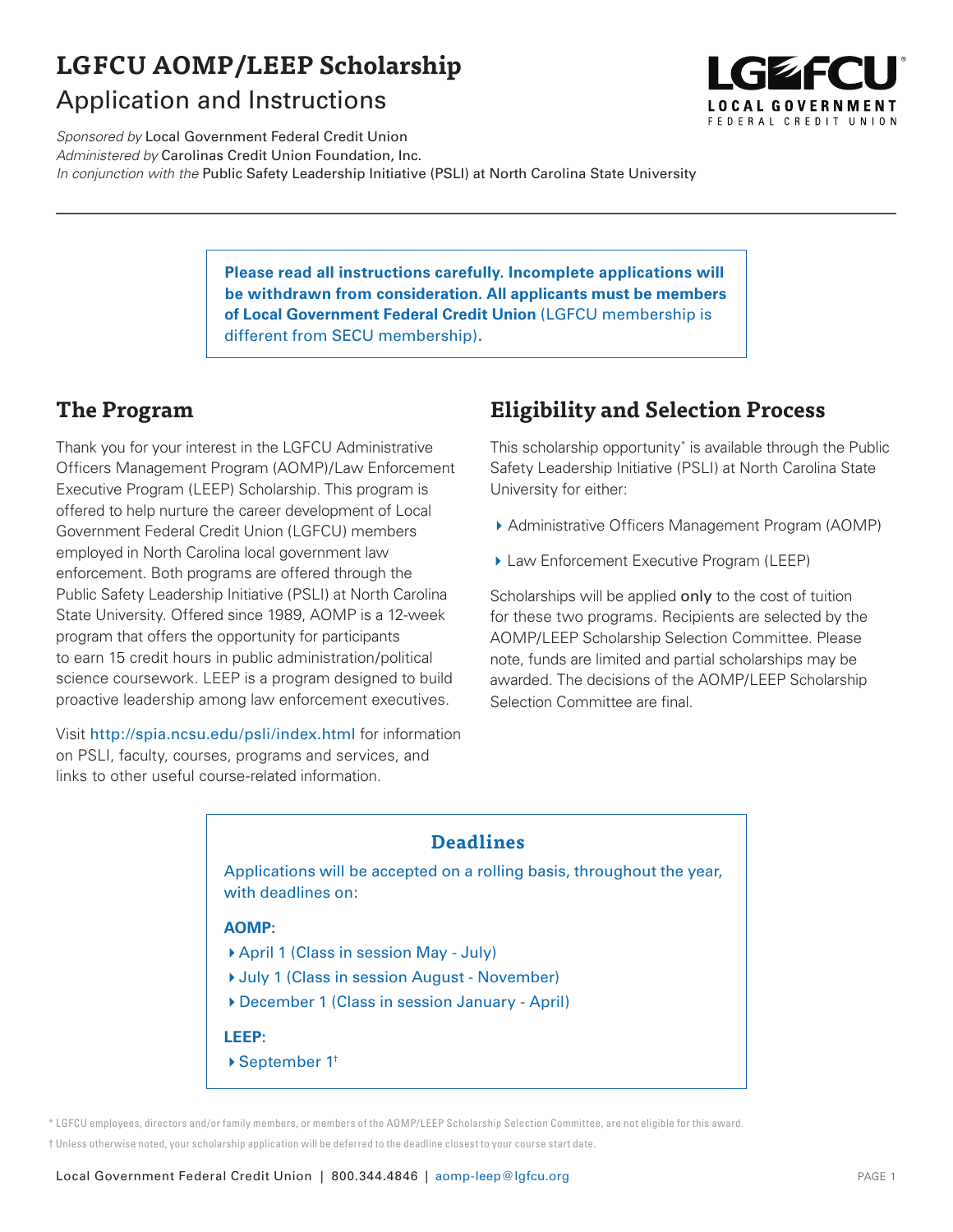# LGFCU AOMP/LEEP Scholarship

## Application and Instructions

*Sponsored by* Local Government Federal Credit Union
*Administered by* Carolinas Credit Union Foundation, Inc.
*In conjunction with the* Public Safety Leadership Initiative (PSLI) at North Carolina State University

**Please read all instructions carefully. Incomplete applications will be withdrawn from consideration. All applicants must be members of Local Government Federal Credit Union** (LGFCU membership is different from SECU membership).

## The Program

Thank you for your interest in the LGFCU Administrative Officers Management Program (AOMP)/Law Enforcement Executive Program (LEEP) Scholarship. This program is offered to help nurture the career development of Local Government Federal Credit Union (LGFCU) members employed in North Carolina local government law enforcement. Both programs are offered through the Public Safety Leadership Initiative (PSLI) at North Carolina State University. Offered since 1989, AOMP is a 12-week program that offers the opportunity for participants to earn 15 credit hours in public administration/political science coursework. LEEP is a program designed to build proactive leadership among law enforcement executives.

Visit http://spia.ncsu.edu/psli/index.html for information on PSLI, faculty, courses, programs and services, and links to other useful course-related information.

## Eligibility and Selection Process

This scholarship opportunity* is available through the Public Safety Leadership Initiative (PSLI) at North Carolina State University for either:

- Administrative Officers Management Program (AOMP)
- Law Enforcement Executive Program (LEEP)

Scholarships will be applied only to the cost of tuition for these two programs. Recipients are selected by the AOMP/LEEP Scholarship Selection Committee. Please note, funds are limited and partial scholarships may be awarded. The decisions of the AOMP/LEEP Scholarship Selection Committee are final.

### Deadlines

Applications will be accepted on a rolling basis, throughout the year, with deadlines on:

**AOMP:**

- April 1 (Class in session May - July)
- July 1 (Class in session August - November)
- December 1 (Class in session January - April)

**LEEP:**

- September 1†

\* LGFCU employees, directors and/or family members, or members of the AOMP/LEEP Scholarship Selection Committee, are not eligible for this award.

† Unless otherwise noted, your scholarship application will be deferred to the deadline closest to your course start date.

Local Government Federal Credit Union | 800.344.4846 | aomp-leep@lgfcu.org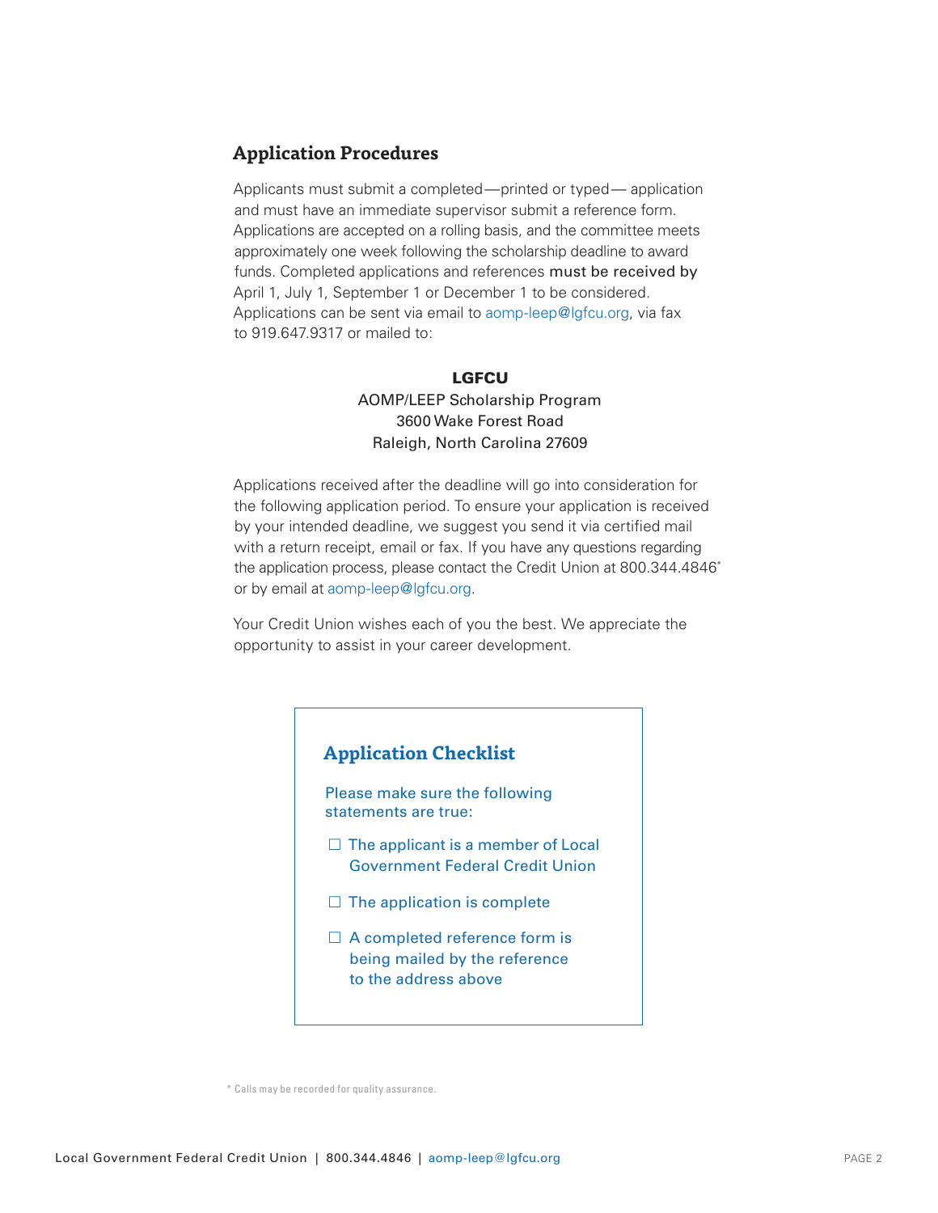## Application Procedures

Applicants must submit a completed—printed or typed— application and must have an immediate supervisor submit a reference form. Applications are accepted on a rolling basis, and the committee meets approximately one week following the scholarship deadline to award funds. Completed applications and references must be received by April 1, July 1, September 1 or December 1 to be considered. Applications can be sent via email to aomp-leep@lgfcu.org, via fax to 919.647.9317 or mailed to:

**LGFCU**
AOMP/LEEP Scholarship Program
3600 Wake Forest Road
Raleigh, North Carolina 27609

Applications received after the deadline will go into consideration for the following application period. To ensure your application is received by your intended deadline, we suggest you send it via certified mail with a return receipt, email or fax. If you have any questions regarding the application process, please contact the Credit Union at 800.344.4846* or by email at aomp-leep@lgfcu.org.

Your Credit Union wishes each of you the best. We appreciate the opportunity to assist in your career development.

### Application Checklist

Please make sure the following statements are true:

- ☐ The applicant is a member of Local Government Federal Credit Union
- ☐ The application is complete
- ☐ A completed reference form is being mailed by the reference to the address above

* Calls may be recorded for quality assurance.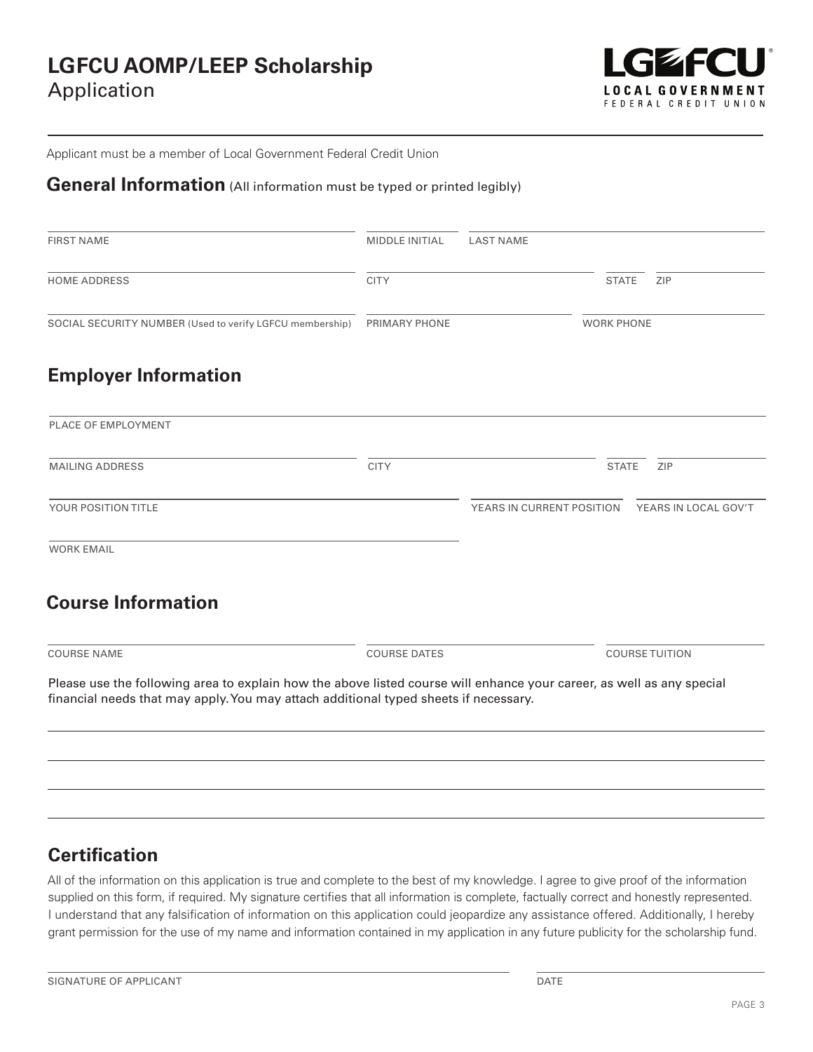# LGFCU AOMP/LEEP Scholarship
Application

LGFCU LOCAL GOVERNMENT FEDERAL CREDIT UNION

Applicant must be a member of Local Government Federal Credit Union

## General Information (All information must be typed or printed legibly)

FIRST NAME ____________ MIDDLE INITIAL ____________ LAST NAME ____________

HOME ADDRESS ____________ CITY ____________ STATE ____________ ZIP ____________

SOCIAL SECURITY NUMBER (Used to verify LGFCU membership) ____________ PRIMARY PHONE ____________ WORK PHONE ____________

## Employer Information

PLACE OF EMPLOYMENT ____________

MAILING ADDRESS ____________ CITY ____________ STATE ____________ ZIP ____________

YOUR POSITION TITLE ____________ YEARS IN CURRENT POSITION ____________ YEARS IN LOCAL GOV'T ____________

WORK EMAIL ____________

## Course Information

COURSE NAME ____________ COURSE DATES ____________ COURSE TUITION ____________

Please use the following area to explain how the above listed course will enhance your career, as well as any special financial needs that may apply. You may attach additional typed sheets if necessary.

______________________________________________________________________

______________________________________________________________________

______________________________________________________________________

______________________________________________________________________

## Certification

All of the information on this application is true and complete to the best of my knowledge. I agree to give proof of the information supplied on this form, if required. My signature certifies that all information is complete, factually correct and honestly represented. I understand that any falsification of information on this application could jeopardize any assistance offered. Additionally, I hereby grant permission for the use of my name and information contained in my application in any future publicity for the scholarship fund.

SIGNATURE OF APPLICANT ____________ DATE ____________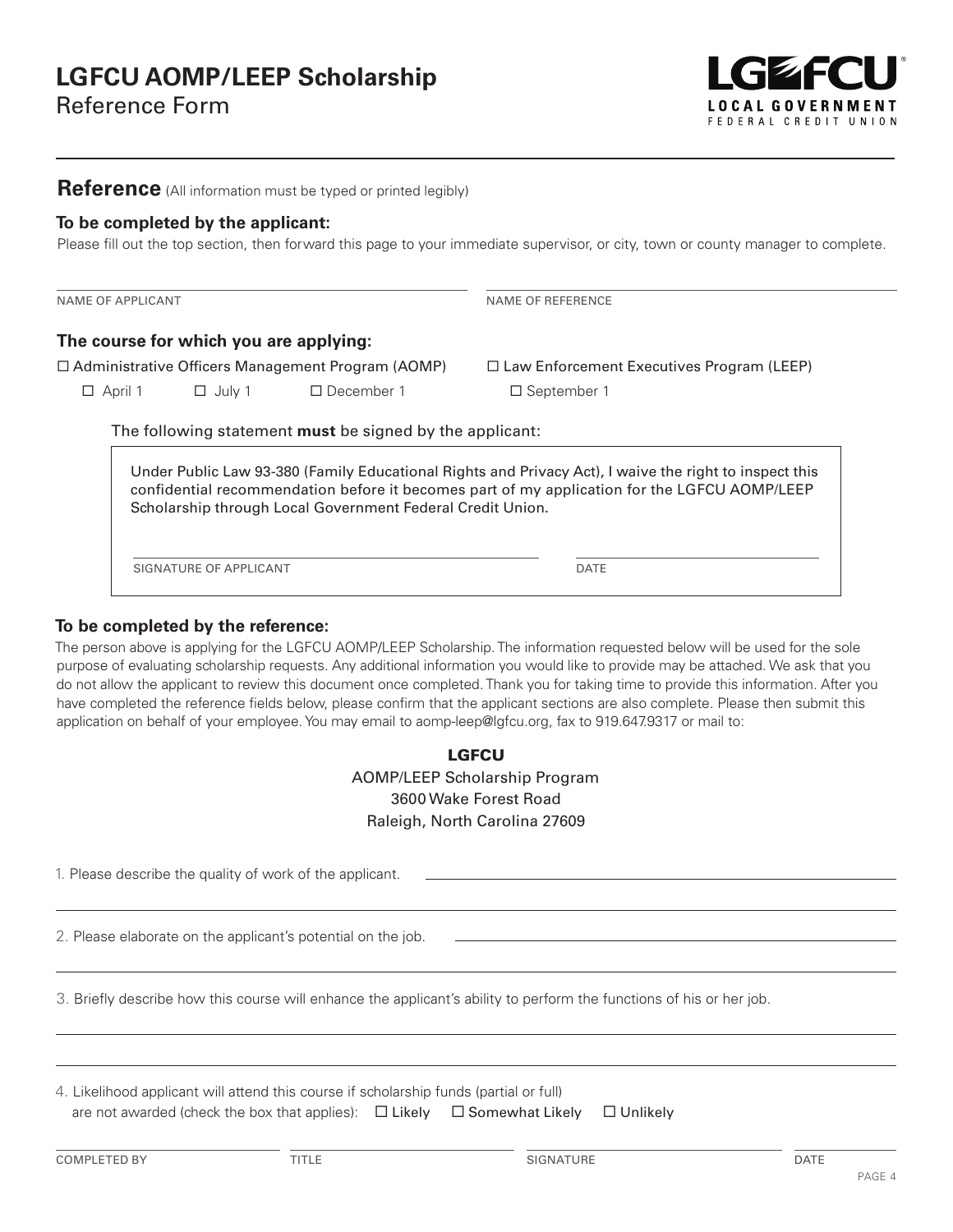# LGFCU AOMP/LEEP Scholarship

Reference Form

LGFCU LOCAL GOVERNMENT FEDERAL CREDIT UNION

## Reference (All information must be typed or printed legibly)

### To be completed by the applicant:

Please fill out the top section, then forward this page to your immediate supervisor, or city, town or county manager to complete.

NAME OF APPLICANT ____________________

NAME OF REFERENCE ____________________

### The course for which you are applying:

☐ Administrative Officers Management Program (AOMP)

☐ April 1 ☐ July 1 ☐ December 1

☐ Law Enforcement Executives Program (LEEP)

☐ September 1

The following statement **must** be signed by the applicant:

> Under Public Law 93-380 (Family Educational Rights and Privacy Act), I waive the right to inspect this confidential recommendation before it becomes part of my application for the LGFCU AOMP/LEEP Scholarship through Local Government Federal Credit Union.
>
> SIGNATURE OF APPLICANT ____________________ DATE ____________________

### To be completed by the reference:

The person above is applying for the LGFCU AOMP/LEEP Scholarship. The information requested below will be used for the sole purpose of evaluating scholarship requests. Any additional information you would like to provide may be attached. We ask that you do not allow the applicant to review this document once completed. Thank you for taking time to provide this information. After you have completed the reference fields below, please confirm that the applicant sections are also complete. Please then submit this application on behalf of your employee. You may email to aomp-leep@lgfcu.org, fax to 919.647.9317 or mail to:

**LGFCU**
AOMP/LEEP Scholarship Program
3600 Wake Forest Road
Raleigh, North Carolina 27609

1. Please describe the quality of work of the applicant. ____________________

2. Please elaborate on the applicant's potential on the job. ____________________

3. Briefly describe how this course will enhance the applicant's ability to perform the functions of his or her job.

4. Likelihood applicant will attend this course if scholarship funds (partial or full) are not awarded (check the box that applies): ☐ Likely ☐ Somewhat Likely ☐ Unlikely

COMPLETED BY ____________________ TITLE ____________________ SIGNATURE ____________________ DATE ____________________